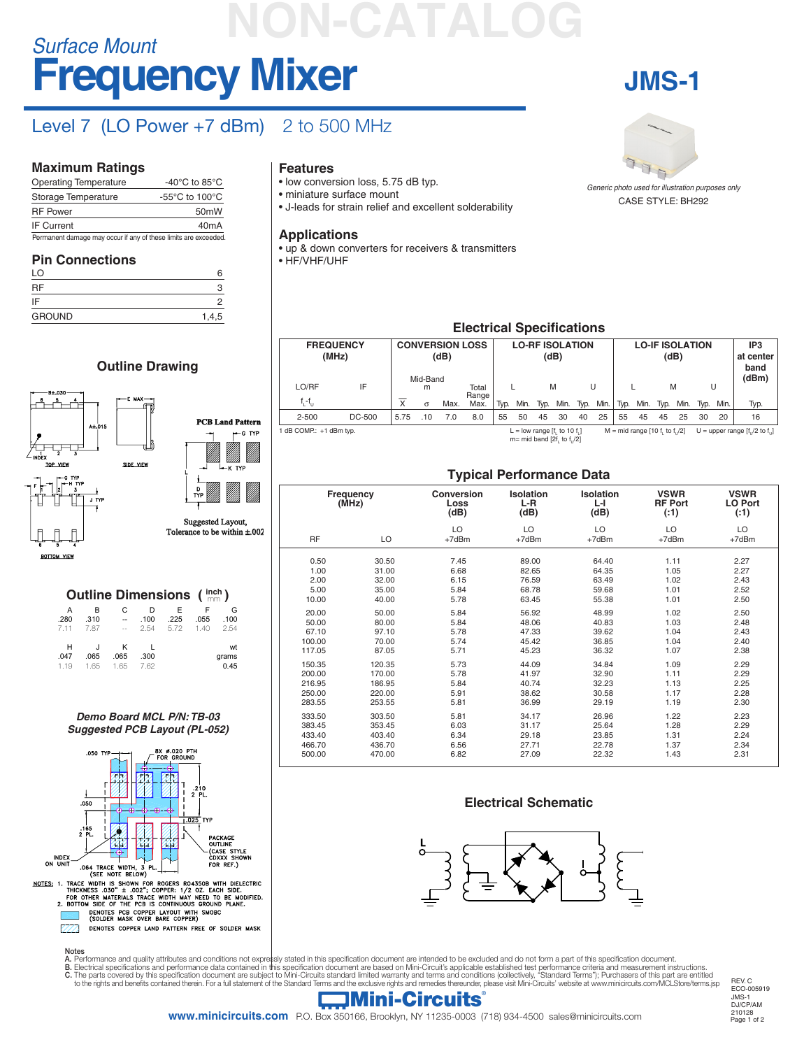NON-CATALOG

*Surface Mount*

# Frequency Mixer

# JMS-1

## Level 7 (LO Power +7 dBm) 2 to 500 MHz

*Generic photo used for illustration purposes only*

CASE STYLE: BH292

## Maximum Ratings

| | |
|---|---|
| Operating Temperature | -40°C to 85°C |
| Storage Temperature | -55°C to 100°C |
| RF Power | 50mW |
| IF Current | 40mA |

Permanent damage may occur if any of these limits are exceeded.

## Pin Connections

| | |
|---|---|
| LO | 6 |
| RF | 3 |
| IF | 2 |
| GROUND | 1,4,5 |

## Features

- low conversion loss, 5.75 dB typ.
- miniature surface mount
- J-leads for strain relief and excellent solderability

## Applications

- up & down converters for receivers & transmitters
- HF/VHF/UHF

## Electrical Specifications

| FREQUENCY (MHz) | | CONVERSION LOSS (dB) | | | | LO-RF ISOLATION (dB) | | | | | | LO-IF ISOLATION (dB) | | | | | | IP3 at center band (dBm) |
|---|---|---|---|---|---|---|---|---|---|---|---|---|---|---|---|---|---|---|
| LO/RF | IF | Mid-Band m | | | Total Range | L | | M | | U | | L | | M | | U | | |
| $f_L$-$f_U$ | | $\bar{X}$ | σ | Max. | Max. | Typ. | Min. | Typ. | Min. | Typ. | Min. | Typ. | Min. | Typ. | Min. | Typ. | Min. | Typ. |
| 2-500 | DC-500 | 5.75 | .10 | 7.0 | 8.0 | 55 | 50 | 45 | 30 | 40 | 25 | 55 | 45 | 45 | 25 | 30 | 20 | 16 |

1 dB COMP.: +1 dBm typ.

L = low range [$f_L$ to 10 $f_L$] M = mid range [10 $f_L$ to $f_U$/2] U = upper range [$f_U$/2 to $f_U$]
m= mid band [2$f_L$ to $f_U$/2]

## Outline Drawing

TOP VIEW, SIDE VIEW, BOTTOM VIEW

PCB Land Pattern

Suggested Layout, Tolerance to be within ±.002

## Outline Dimensions (inch / mm)

| A | B | C | D | E | F | G |
|---|---|---|---|---|---|---|
| .280 | .310 | -- | .100 | .225 | .055 | .100 |
| 7.11 | 7.87 | -- | 2.54 | 5.72 | 1.40 | 2.54 |

| H | J | K | L | wt |
|---|---|---|---|---|
| .047 | .065 | .065 | .300 | grams |
| 1.19 | 1.65 | 1.65 | 7.62 | 0.45 |

## Typical Performance Data

| Frequency (MHz) RF | LO | Conversion Loss (dB) LO +7dBm | Isolation L-R (dB) LO +7dBm | Isolation L-I (dB) LO +7dBm | VSWR RF Port (:1) LO +7dBm | VSWR LO Port (:1) LO +7dBm |
|---|---|---|---|---|---|---|
| 0.50 | 30.50 | 7.45 | 89.00 | 64.40 | 1.11 | 2.27 |
| 1.00 | 31.00 | 6.68 | 82.65 | 64.35 | 1.05 | 2.27 |
| 2.00 | 32.00 | 6.15 | 76.59 | 63.49 | 1.02 | 2.43 |
| 5.00 | 35.00 | 5.84 | 68.78 | 59.68 | 1.01 | 2.52 |
| 10.00 | 40.00 | 5.78 | 63.45 | 55.38 | 1.01 | 2.50 |
| 20.00 | 50.00 | 5.84 | 56.92 | 48.99 | 1.02 | 2.50 |
| 50.00 | 80.00 | 5.84 | 48.06 | 40.83 | 1.03 | 2.48 |
| 67.10 | 97.10 | 5.78 | 47.33 | 39.62 | 1.04 | 2.43 |
| 100.00 | 70.00 | 5.74 | 45.42 | 36.85 | 1.04 | 2.40 |
| 117.05 | 87.05 | 5.71 | 45.23 | 36.32 | 1.07 | 2.38 |
| 150.35 | 120.35 | 5.73 | 44.09 | 34.84 | 1.09 | 2.29 |
| 200.00 | 170.00 | 5.78 | 41.97 | 32.90 | 1.11 | 2.29 |
| 216.95 | 186.95 | 5.84 | 40.74 | 32.23 | 1.13 | 2.25 |
| 250.00 | 220.00 | 5.91 | 38.62 | 30.58 | 1.17 | 2.28 |
| 283.55 | 253.55 | 5.81 | 36.99 | 29.19 | 1.19 | 2.30 |
| 333.50 | 303.50 | 5.81 | 34.17 | 26.96 | 1.22 | 2.23 |
| 383.45 | 353.45 | 6.03 | 31.17 | 25.64 | 1.28 | 2.29 |
| 433.40 | 403.40 | 6.34 | 29.18 | 23.85 | 1.31 | 2.24 |
| 466.70 | 436.70 | 6.56 | 27.71 | 22.78 | 1.37 | 2.34 |
| 500.00 | 470.00 | 6.82 | 27.09 | 22.32 | 1.43 | 2.31 |

## Demo Board MCL P/N: TB-03
## Suggested PCB Layout (PL-052)

.050 TYP; 8X Ø.020 PTH FOR GROUND; .210 2 PL.; .050; .025 TYP; .165 2 PL.; PACKAGE OUTLINE (CASE STYLE CDXXX SHOWN FOR REF.); INDEX ON UNIT; .064 TRACE WIDTH, 3 PL. (SEE NOTE BELOW)

NOTES:
1. TRACE WIDTH IS SHOWN FOR ROGERS RO4350B WITH DIELECTRIC THICKNESS .030" ± .002"; COPPER: 1/2 OZ. EACH SIDE. FOR OTHER MATERIALS TRACE WIDTH MAY NEED TO BE MODIFIED.
2. BOTTOM SIDE OF THE PCB IS CONTINUOUS GROUND PLANE.

DENOTES PCB COPPER LAYOUT WITH SMOBC (SOLDER MASK OVER BARE COPPER)

DENOTES COPPER LAND PATTERN FREE OF SOLDER MASK

## Electrical Schematic

Notes

A. Performance and quality attributes and conditions not expressly stated in this specification document are intended to be excluded and do not form a part of this specification document.
B. Electrical specifications and performance data contained in this specification document are based on Mini-Circuit's applicable established test performance criteria and measurement instructions.
C. The parts covered by this specification document are subject to Mini-Circuits standard limited warranty and terms and conditions (collectively, "Standard Terms"); Purchasers of this part are entitled to the rights and benefits contained therein. For a full statement of the Standard Terms and the exclusive rights and remedies thereunder, please visit Mini-Circuits' website at www.minicircuits.com/MCLStore/terms.jsp

Mini-Circuits®

www.minicircuits.com P.O. Box 350166, Brooklyn, NY 11235-0003 (718) 934-4500 sales@minicircuits.com

REV. C
ECO-005919
JMS-1
DJ/CP/AM
210128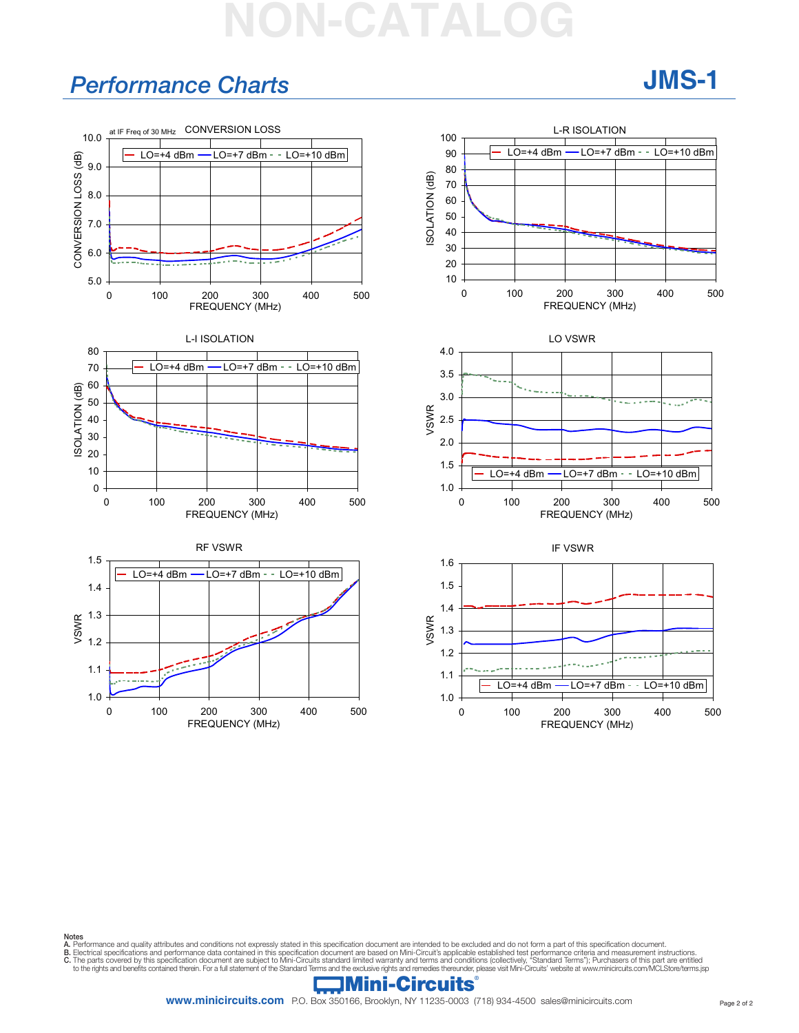NON-CATALOG

# Performance Charts

**JMS-1**

at IF Freq of 30 MHz CONVERSION LOSS

LO=+4 dBm LO=+7 dBm LO=+10 dBm

CONVERSION LOSS (dB)

10.0
9.0
8.0
7.0
6.0
5.0

0 100 200 300 400 500

FREQUENCY (MHz)

L-R ISOLATION

LO=+4 dBm LO=+7 dBm LO=+10 dBm

ISOLATION (dB)

100
90
80
70
60
50
40
30
20
10

0 100 200 300 400 500

FREQUENCY (MHz)

L-I ISOLATION

LO=+4 dBm LO=+7 dBm LO=+10 dBm

ISOLATION (dB)

80
70
60
50
40
30
20
10
0

0 100 200 300 400 500

FREQUENCY (MHz)

LO VSWR

LO=+4 dBm LO=+7 dBm LO=+10 dBm

VSWR

4.0
3.5
3.0
2.5
2.0
1.5
1.0

0 100 200 300 400 500

FREQUENCY (MHz)

RF VSWR

LO=+4 dBm LO=+7 dBm LO=+10 dBm

VSWR

1.5
1.4
1.3
1.2
1.1
1.0

0 100 200 300 400 500

FREQUENCY (MHz)

IF VSWR

LO=+4 dBm LO=+7 dBm LO=+10 dBm

VSWR

1.6
1.5
1.4
1.3
1.2
1.1
1.0

0 100 200 300 400 500

FREQUENCY (MHz)

Notes

A. Performance and quality attributes and conditions not expressly stated in this specification document are intended to be excluded and do not form a part of this specification document.
B. Electrical specifications and performance data contained in this specification document are based on Mini-Circuit's applicable established test performance criteria and measurement instructions.
C. The parts covered by this specification document are subject to Mini-Circuits standard limited warranty and terms and conditions (collectively, "Standard Terms"); Purchasers of this part are entitled to the rights and benefits contained therein. For a full statement of the Standard Terms and the exclusive rights and remedies thereunder, please visit Mini-Circuits' website at www.minicircuits.com/MCLStore/terms.jsp

Mini-Circuits®

www.minicircuits.com P.O. Box 350166, Brooklyn, NY 11235-0003 (718) 934-4500 sales@minicircuits.com